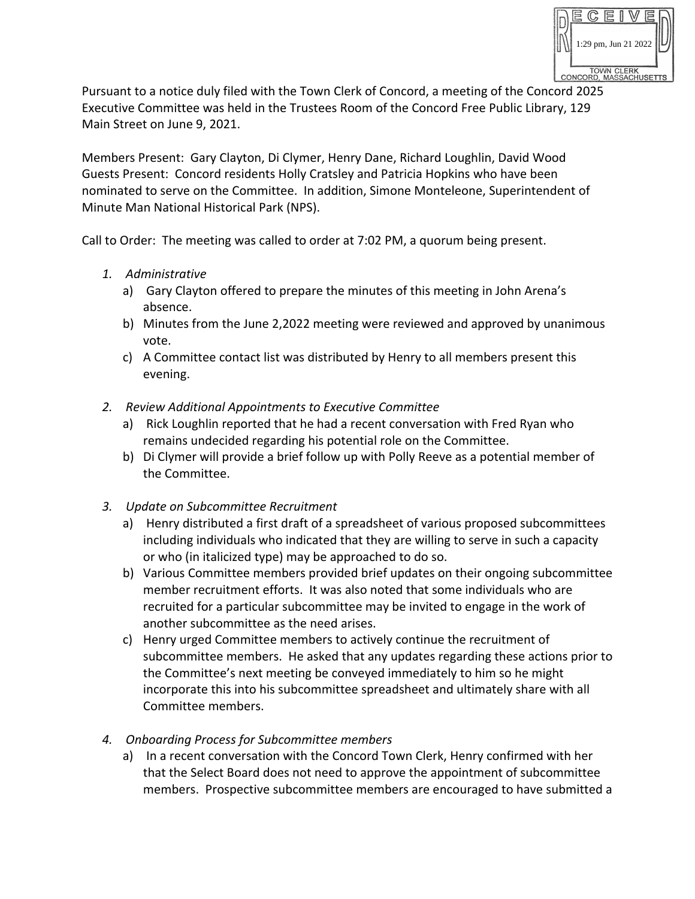RECEIVED
1:29 pm, Jun 21 2022
TOWN CLERK
CONCORD, MASSACHUSETTS

Pursuant to a notice duly filed with the Town Clerk of Concord, a meeting of the Concord 2025 Executive Committee was held in the Trustees Room of the Concord Free Public Library, 129 Main Street on June 9, 2021.

Members Present: Gary Clayton, Di Clymer, Henry Dane, Richard Loughlin, David Wood
Guests Present: Concord residents Holly Cratsley and Patricia Hopkins who have been nominated to serve on the Committee. In addition, Simone Monteleone, Superintendent of Minute Man National Historical Park (NPS).

Call to Order: The meeting was called to order at 7:02 PM, a quorum being present.

1. *Administrative*
   a) Gary Clayton offered to prepare the minutes of this meeting in John Arena's absence.
   b) Minutes from the June 2,2022 meeting were reviewed and approved by unanimous vote.
   c) A Committee contact list was distributed by Henry to all members present this evening.

2. *Review Additional Appointments to Executive Committee*
   a) Rick Loughlin reported that he had a recent conversation with Fred Ryan who remains undecided regarding his potential role on the Committee.
   b) Di Clymer will provide a brief follow up with Polly Reeve as a potential member of the Committee.

3. *Update on Subcommittee Recruitment*
   a) Henry distributed a first draft of a spreadsheet of various proposed subcommittees including individuals who indicated that they are willing to serve in such a capacity or who (in italicized type) may be approached to do so.
   b) Various Committee members provided brief updates on their ongoing subcommittee member recruitment efforts. It was also noted that some individuals who are recruited for a particular subcommittee may be invited to engage in the work of another subcommittee as the need arises.
   c) Henry urged Committee members to actively continue the recruitment of subcommittee members. He asked that any updates regarding these actions prior to the Committee's next meeting be conveyed immediately to him so he might incorporate this into his subcommittee spreadsheet and ultimately share with all Committee members.

4. *Onboarding Process for Subcommittee members*
   a) In a recent conversation with the Concord Town Clerk, Henry confirmed with her that the Select Board does not need to approve the appointment of subcommittee members. Prospective subcommittee members are encouraged to have submitted a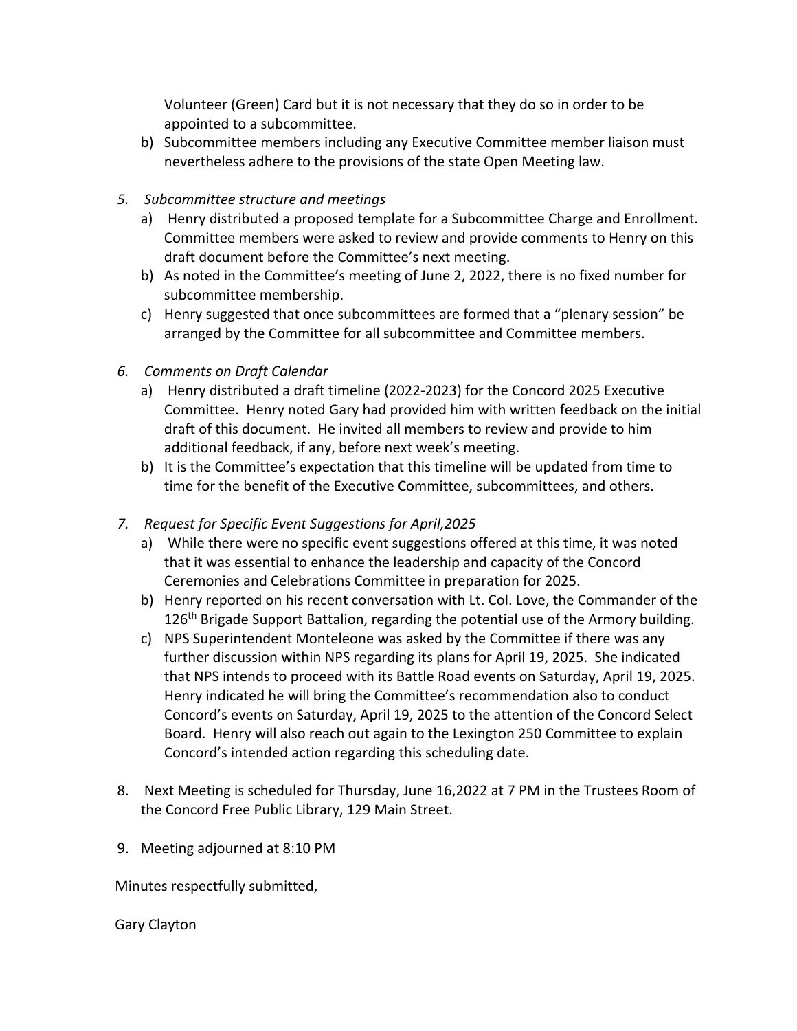Volunteer (Green) Card but it is not necessary that they do so in order to be appointed to a subcommittee.

b) Subcommittee members including any Executive Committee member liaison must nevertheless adhere to the provisions of the state Open Meeting law.

5. *Subcommittee structure and meetings*
   a) Henry distributed a proposed template for a Subcommittee Charge and Enrollment. Committee members were asked to review and provide comments to Henry on this draft document before the Committee's next meeting.
   b) As noted in the Committee's meeting of June 2, 2022, there is no fixed number for subcommittee membership.
   c) Henry suggested that once subcommittees are formed that a "plenary session" be arranged by the Committee for all subcommittee and Committee members.

6. *Comments on Draft Calendar*
   a) Henry distributed a draft timeline (2022-2023) for the Concord 2025 Executive Committee. Henry noted Gary had provided him with written feedback on the initial draft of this document. He invited all members to review and provide to him additional feedback, if any, before next week's meeting.
   b) It is the Committee's expectation that this timeline will be updated from time to time for the benefit of the Executive Committee, subcommittees, and others.

7. *Request for Specific Event Suggestions for April,2025*
   a) While there were no specific event suggestions offered at this time, it was noted that it was essential to enhance the leadership and capacity of the Concord Ceremonies and Celebrations Committee in preparation for 2025.
   b) Henry reported on his recent conversation with Lt. Col. Love, the Commander of the 126th Brigade Support Battalion, regarding the potential use of the Armory building.
   c) NPS Superintendent Monteleone was asked by the Committee if there was any further discussion within NPS regarding its plans for April 19, 2025. She indicated that NPS intends to proceed with its Battle Road events on Saturday, April 19, 2025. Henry indicated he will bring the Committee's recommendation also to conduct Concord's events on Saturday, April 19, 2025 to the attention of the Concord Select Board. Henry will also reach out again to the Lexington 250 Committee to explain Concord's intended action regarding this scheduling date.

8. Next Meeting is scheduled for Thursday, June 16,2022 at 7 PM in the Trustees Room of the Concord Free Public Library, 129 Main Street.

9. Meeting adjourned at 8:10 PM

Minutes respectfully submitted,

Gary Clayton